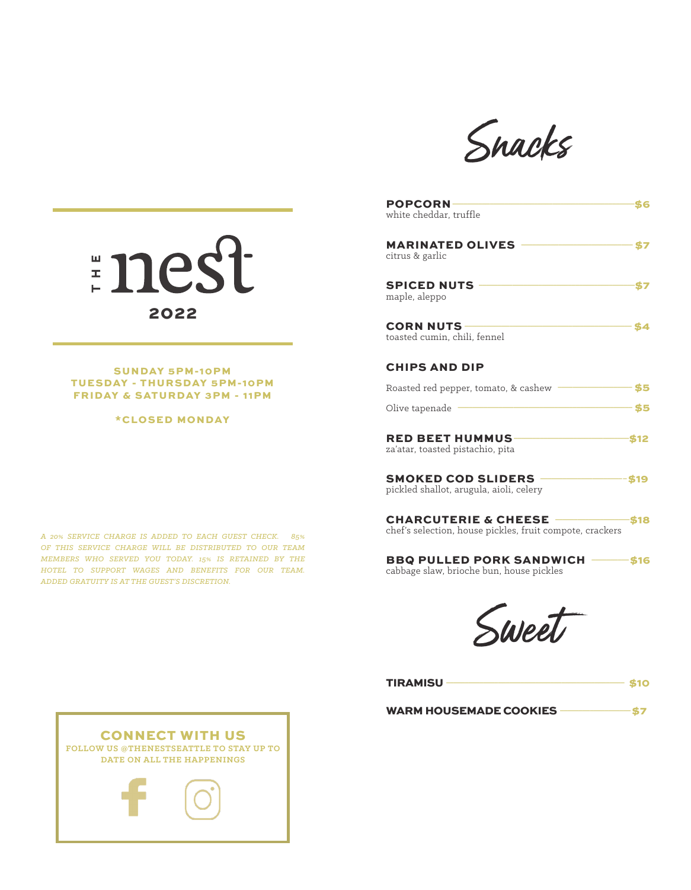# THE nest

**2022**

**SUNDAY 5PM-10PM**
**TUESDAY - THURSDAY 5PM-10PM**
**FRIDAY & SATURDAY 3PM - 11PM**

**\*CLOSED MONDAY**

*A 20% SERVICE CHARGE IS ADDED TO EACH GUEST CHECK. 85% OF THIS SERVICE CHARGE WILL BE DISTRIBUTED TO OUR TEAM MEMBERS WHO SERVED YOU TODAY. 15% IS RETAINED BY THE HOTEL TO SUPPORT WAGES AND BENEFITS FOR OUR TEAM. ADDED GRATUITY IS AT THE GUEST'S DISCRETION.*

## Snacks

**POPCORN** — $6
white cheddar, truffle

**MARINATED OLIVES** — $7
citrus & garlic

**SPICED NUTS** — $7
maple, aleppo

**CORN NUTS** — $4
toasted cumin, chili, fennel

**CHIPS AND DIP**

Roasted red pepper, tomato, & cashew — $5

Olive tapenade — $5

**RED BEET HUMMUS** — $12
za'atar, toasted pistachio, pita

**SMOKED COD SLIDERS** — $19
pickled shallot, arugula, aioli, celery

**CHARCUTERIE & CHEESE** — $18
chef's selection, house pickles, fruit compote, crackers

**BBQ PULLED PORK SANDWICH** — $16
cabbage slaw, brioche bun, house pickles

## Sweet

**TIRAMISU** — $10

**WARM HOUSEMADE COOKIES** — $7

**CONNECT WITH US**

FOLLOW US @THENESTSEATTLE TO STAY UP TO DATE ON ALL THE HAPPENINGS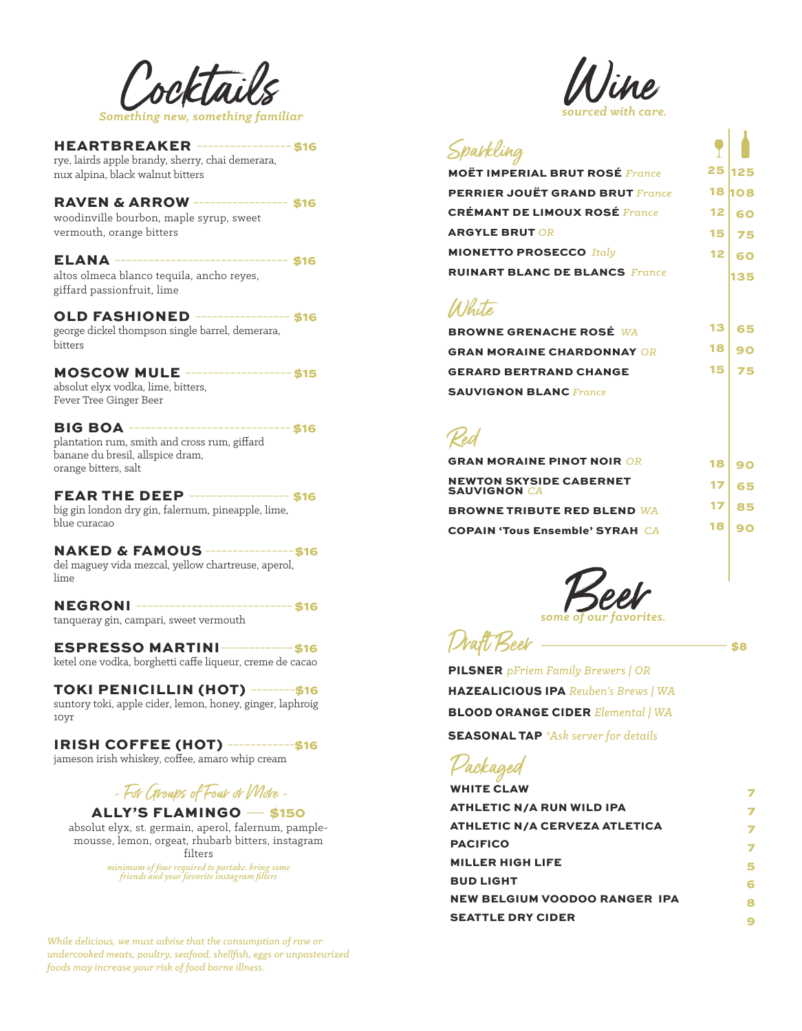# Cocktails

*Something new, something familiar*

**HEARTBREAKER** ---------------- **$16**
rye, lairds apple brandy, sherry, chai demerara, nux alpina, black walnut bitters

**RAVEN & ARROW** ---------------- **$16**
woodinville bourbon, maple syrup, sweet vermouth, orange bitters

**ELANA** ---------------------------- **$16**
altos olmeca blanco tequila, ancho reyes, giffard passionfruit, lime

**OLD FASHIONED** ---------------- **$16**
george dickel thompson single barrel, demerara, bitters

**MOSCOW MULE** ------------------ **$15**
absolut elyx vodka, lime, bitters, Fever Tree Ginger Beer

**BIG BOA** --------------------------- **$16**
plantation rum, smith and cross rum, giffard banane du bresil, allspice dram, orange bitters, salt

**FEAR THE DEEP** ---------------- **$16**
big gin london dry gin, falernum, pineapple, lime, blue curacao

**NAKED & FAMOUS** --------------- **$16**
del maguey vida mezcal, yellow chartreuse, aperol, lime

**NEGRONI** -------------------------- **$16**
tanqueray gin, campari, sweet vermouth

**ESPRESSO MARTINI** ------------ **$16**
ketel one vodka, borghetti caffe liqueur, creme de cacao

**TOKI PENICILLIN (HOT)** -------- **$16**
suntory toki, apple cider, lemon, honey, ginger, laphroig 10yr

**IRISH COFFEE (HOT)** ----------- **$16**
jameson irish whiskey, coffee, amaro whip cream

### - For Groups of Four or More -

**ALLY'S FLAMINGO — $150**
absolut elyx, st. germain, aperol, falernum, pamplemousse, lemon, orgeat, rhubarb bitters, instagram filters

*minimum of four required to partake. bring some friends and your favorite instagram filters*

*While delicious, we must advise that the consumption of raw or undercooked meats, poultry, seafood, shellfish, eggs or unpasteurized foods may increase your risk of food borne illness.*

# Wine

*sourced with care.*

## Sparkling

| | Glass | Bottle |
|---|---|---|
| **MOËT IMPERIAL BRUT ROSÉ** *France* | 25 | 125 |
| **PERRIER JOUËT GRAND BRUT** *France* | 18 | 108 |
| **CRÉMANT DE LIMOUX ROSÉ** *France* | 12 | 60 |
| **ARGYLE BRUT** *OR* | 15 | 75 |
| **MIONETTO PROSECCO** *Italy* | 12 | 60 |
| **RUINART BLANC DE BLANCS** *France* | | 135 |

## White

| | Glass | Bottle |
|---|---|---|
| **BROWNE GRENACHE ROSÉ** *WA* | 13 | 65 |
| **GRAN MORAINE CHARDONNAY** *OR* | 18 | 90 |
| **GERARD BERTRAND CHANGE SAUVIGNON BLANC** *France* | 15 | 75 |

## Red

| | Glass | Bottle |
|---|---|---|
| **GRAN MORAINE PINOT NOIR** *OR* | 18 | 90 |
| **NEWTON SKYSIDE CABERNET SAUVIGNON** *CA* | 17 | 65 |
| **BROWNE TRIBUTE RED BLEND** *WA* | 17 | 85 |
| **COPAIN 'Tous Ensemble' SYRAH** *CA* | 18 | 90 |

# Beer

*some of our favorites.*

## Draft Beer —————— $8

**PILSNER** *pFriem Family Brewers | OR*

**HAZEALICIOUS IPA** *Reuben's Brews | WA*

**BLOOD ORANGE CIDER** *Elemental | WA*

**SEASONAL TAP** *\*Ask server for details*

## Packaged

| | |
|---|---|
| **WHITE CLAW** | 7 |
| **ATHLETIC N/A RUN WILD IPA** | 7 |
| **ATHLETIC N/A CERVEZA ATLETICA** | 7 |
| **PACIFICO** | 7 |
| **MILLER HIGH LIFE** | 5 |
| **BUD LIGHT** | 6 |
| **NEW BELGIUM VOODOO RANGER IPA** | 8 |
| **SEATTLE DRY CIDER** | 9 |